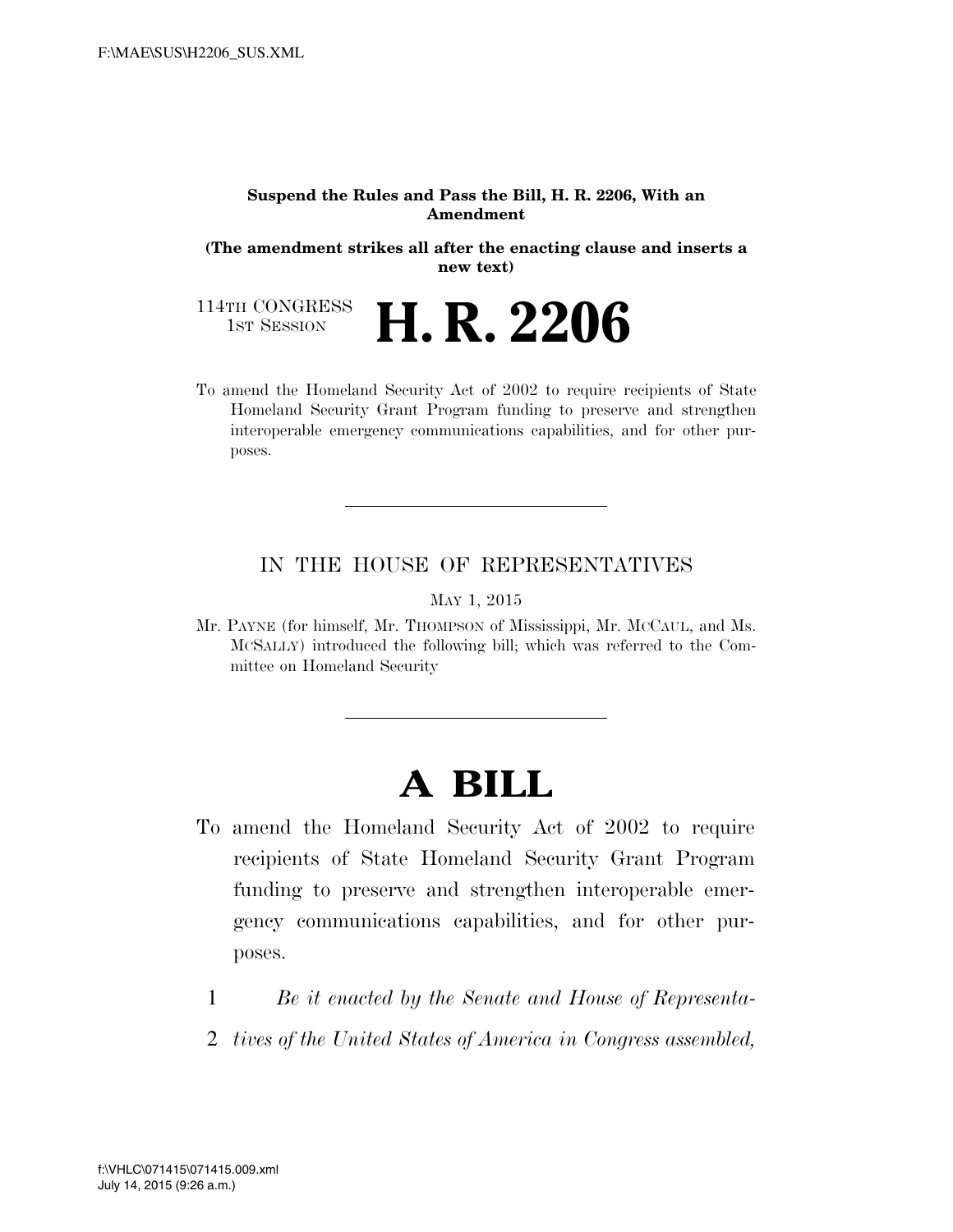**Suspend the Rules and Pass the Bill, H. R. 2206, With an Amendment**

**(The amendment strikes all after the enacting clause and inserts a new text)**

114TH CONGRESS
1ST SESSION

# H. R. 2206

To amend the Homeland Security Act of 2002 to require recipients of State Homeland Security Grant Program funding to preserve and strengthen interoperable emergency communications capabilities, and for other purposes.

---

IN THE HOUSE OF REPRESENTATIVES

MAY 1, 2015

Mr. PAYNE (for himself, Mr. THOMPSON of Mississippi, Mr. MCCAUL, and Ms. MCSALLY) introduced the following bill; which was referred to the Committee on Homeland Security

---

# A BILL

To amend the Homeland Security Act of 2002 to require recipients of State Homeland Security Grant Program funding to preserve and strengthen interoperable emergency communications capabilities, and for other purposes.

1 *Be it enacted by the Senate and House of Representa-*
2 *tives of the United States of America in Congress assembled,*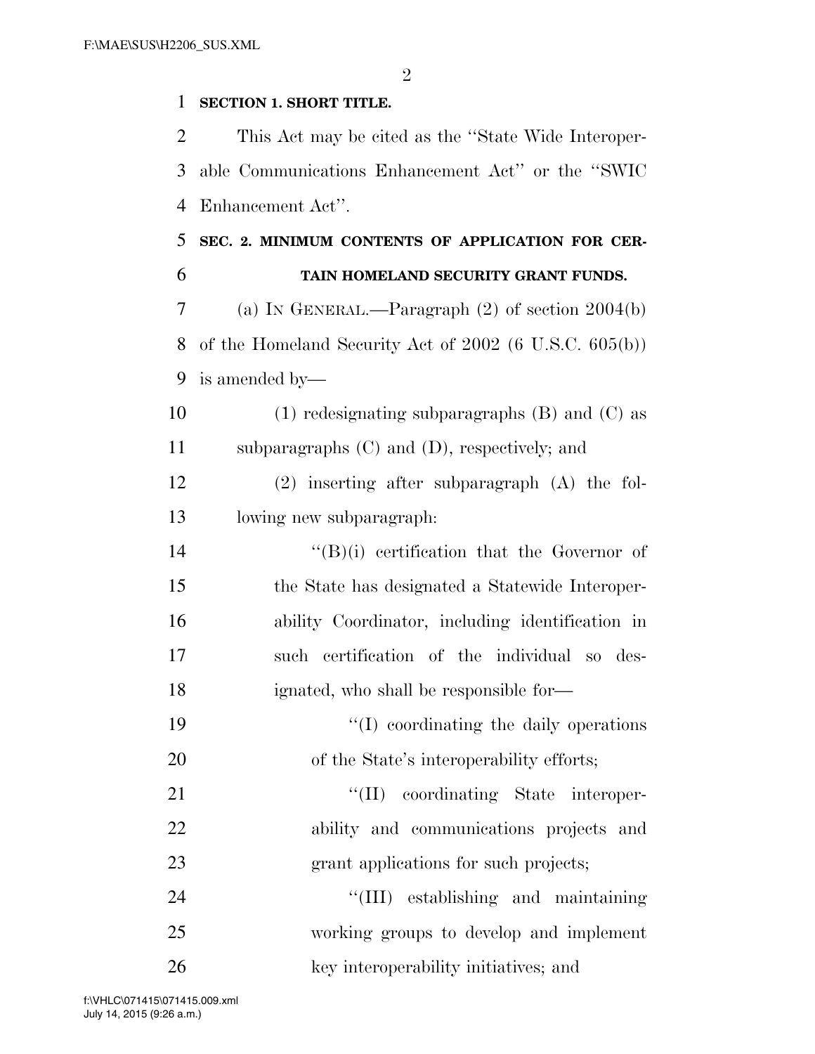**SECTION 1. SHORT TITLE.**

This Act may be cited as the "State Wide Interoperable Communications Enhancement Act" or the "SWIC Enhancement Act".

**SEC. 2. MINIMUM CONTENTS OF APPLICATION FOR CERTAIN HOMELAND SECURITY GRANT FUNDS.**

(a) IN GENERAL.—Paragraph (2) of section 2004(b) of the Homeland Security Act of 2002 (6 U.S.C. 605(b)) is amended by—

(1) redesignating subparagraphs (B) and (C) as subparagraphs (C) and (D), respectively; and

(2) inserting after subparagraph (A) the following new subparagraph:

"(B)(i) certification that the Governor of the State has designated a Statewide Interoperability Coordinator, including identification in such certification of the individual so designated, who shall be responsible for—

"(I) coordinating the daily operations of the State's interoperability efforts;

"(II) coordinating State interoperability and communications projects and grant applications for such projects;

"(III) establishing and maintaining working groups to develop and implement key interoperability initiatives; and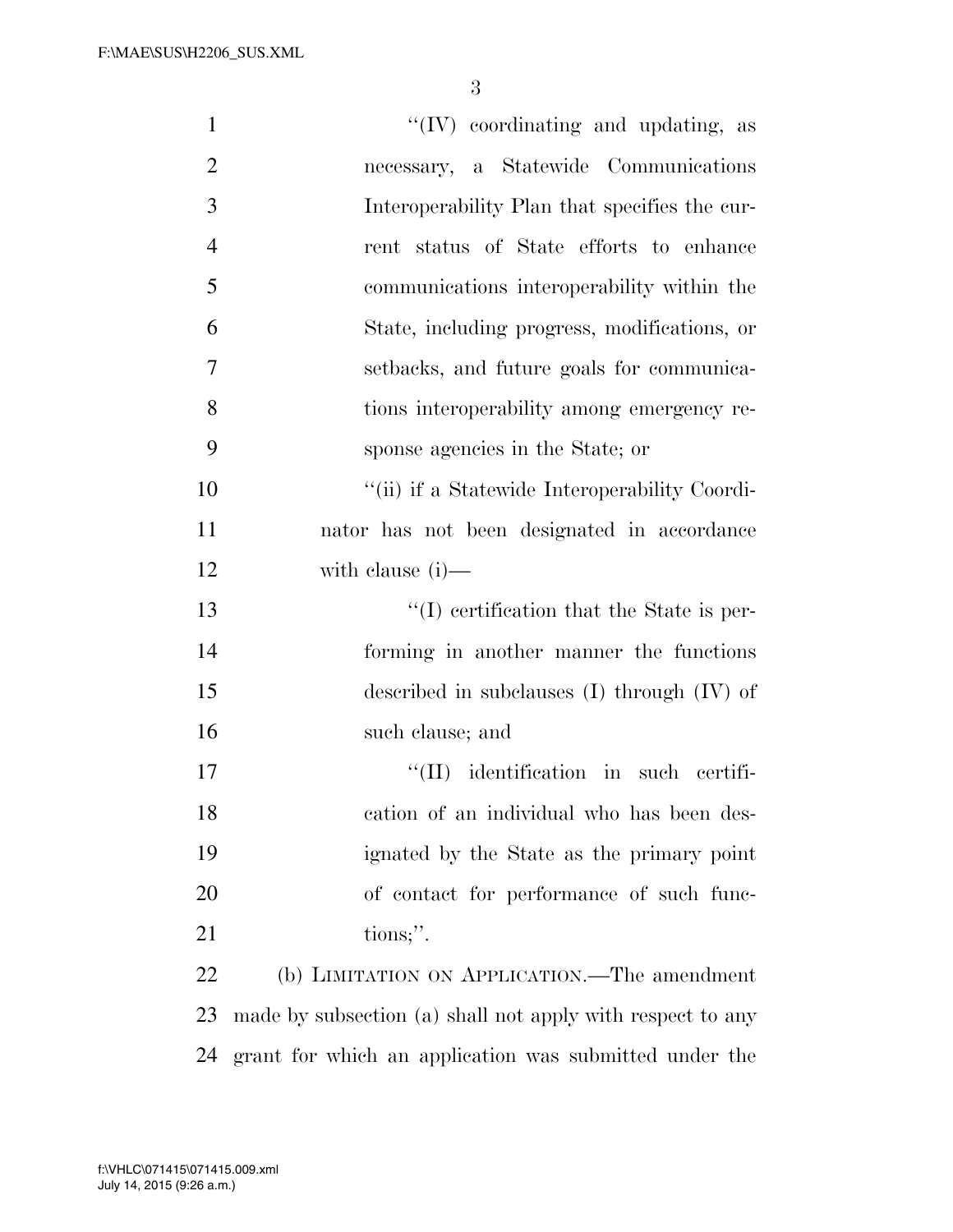''(IV) coordinating and updating, as necessary, a Statewide Communications Interoperability Plan that specifies the current status of State efforts to enhance communications interoperability within the State, including progress, modifications, or setbacks, and future goals for communications interoperability among emergency response agencies in the State; or

''(ii) if a Statewide Interoperability Coordinator has not been designated in accordance with clause (i)—

''(I) certification that the State is performing in another manner the functions described in subclauses (I) through (IV) of such clause; and

''(II) identification in such certification of an individual who has been designated by the State as the primary point of contact for performance of such functions;''.

(b) LIMITATION ON APPLICATION.—The amendment made by subsection (a) shall not apply with respect to any grant for which an application was submitted under the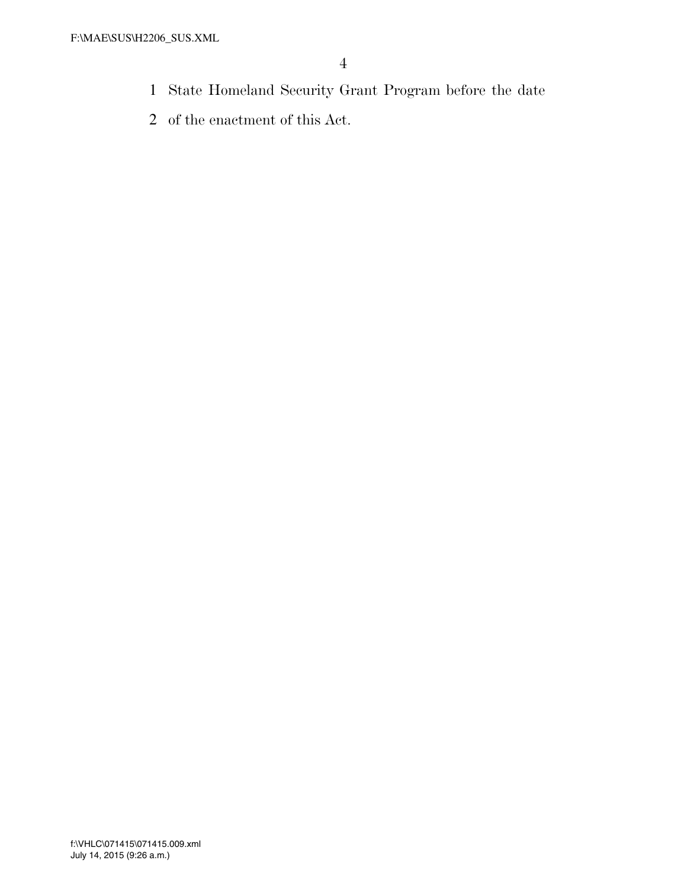State Homeland Security Grant Program before the date of the enactment of this Act.